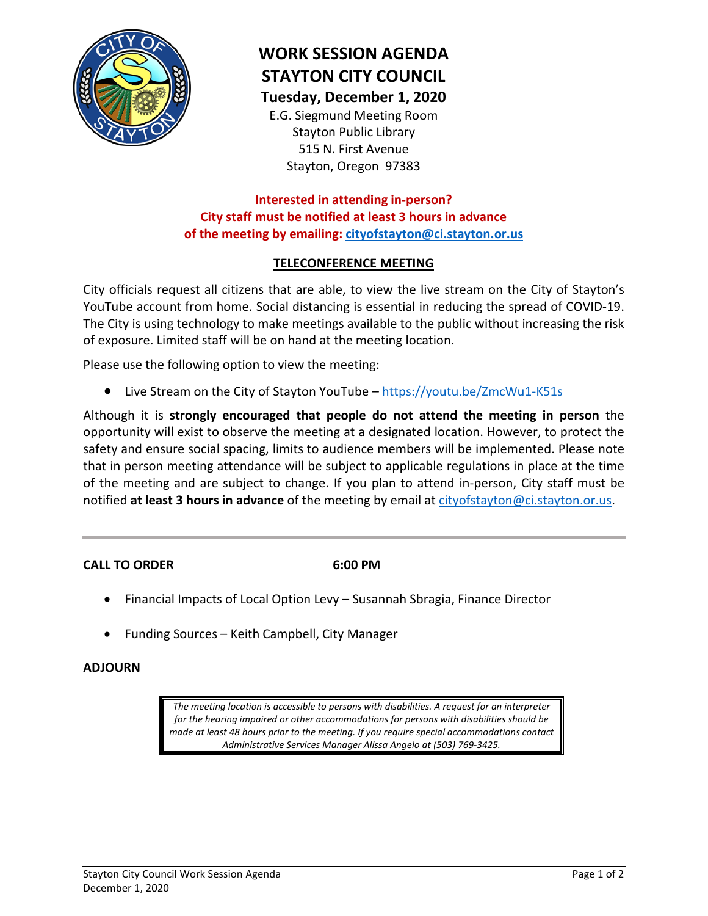# WORK SESSION AGENDA
## STAYTON CITY COUNCIL
### Tuesday, December 1, 2020

E.G. Siegmund Meeting Room
Stayton Public Library
515 N. First Avenue
Stayton, Oregon 97383

**Interested in attending in-person?**
**City staff must be notified at least 3 hours in advance**
**of the meeting by emailing: cityofstayton@ci.stayton.or.us**

## TELECONFERENCE MEETING

City officials request all citizens that are able, to view the live stream on the City of Stayton's YouTube account from home. Social distancing is essential in reducing the spread of COVID-19. The City is using technology to make meetings available to the public without increasing the risk of exposure. Limited staff will be on hand at the meeting location.

Please use the following option to view the meeting:

- Live Stream on the City of Stayton YouTube – https://youtu.be/ZmcWu1-K51s

Although it is **strongly encouraged that people do not attend the meeting in person** the opportunity will exist to observe the meeting at a designated location. However, to protect the safety and ensure social spacing, limits to audience members will be implemented. Please note that in person meeting attendance will be subject to applicable regulations in place at the time of the meeting and are subject to change. If you plan to attend in-person, City staff must be notified **at least 3 hours in advance** of the meeting by email at cityofstayton@ci.stayton.or.us.

---

**CALL TO ORDER** **6:00 PM**

- Financial Impacts of Local Option Levy – Susannah Sbragia, Finance Director
- Funding Sources – Keith Campbell, City Manager

**ADJOURN**

*The meeting location is accessible to persons with disabilities. A request for an interpreter for the hearing impaired or other accommodations for persons with disabilities should be made at least 48 hours prior to the meeting. If you require special accommodations contact Administrative Services Manager Alissa Angelo at (503) 769-3425.*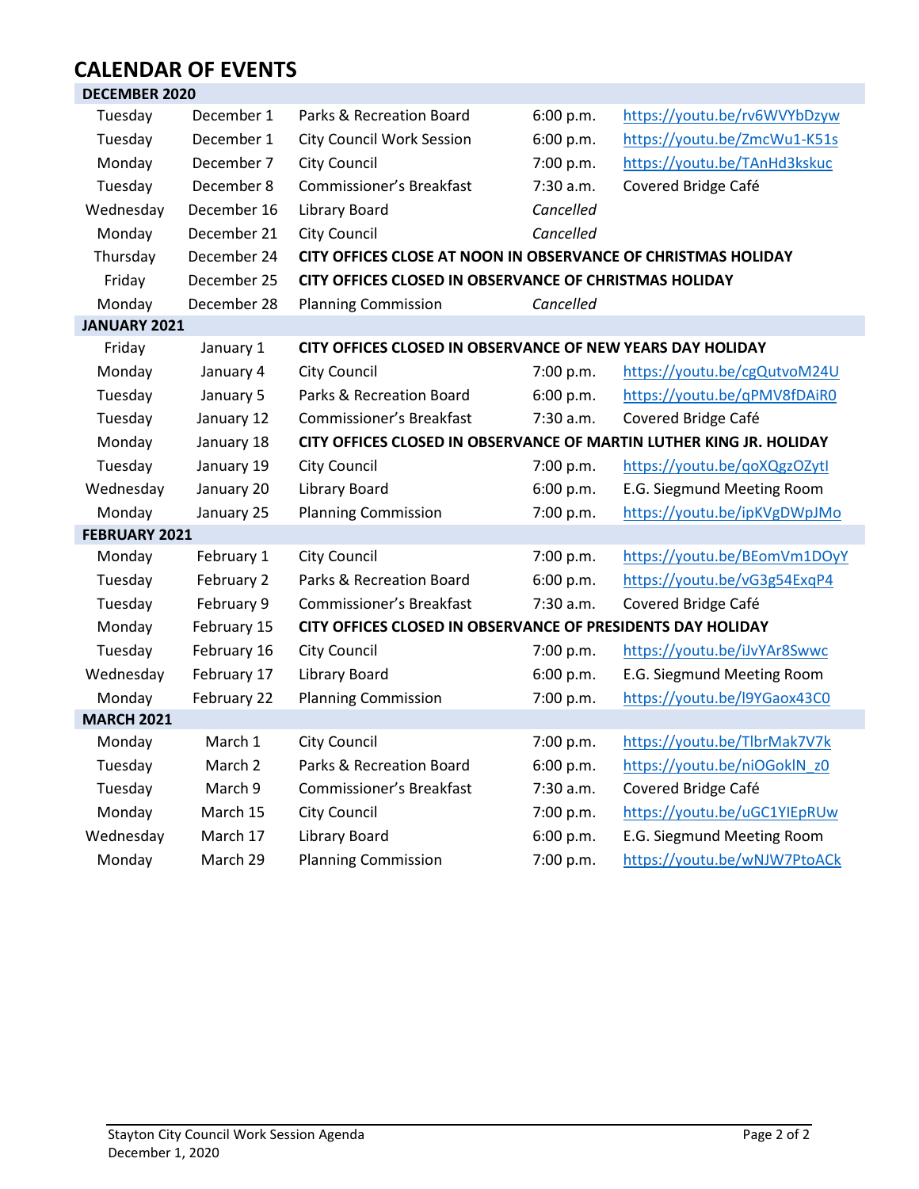# CALENDAR OF EVENTS

| | | | | |
|---|---|---|---|---|
| **DECEMBER 2020** | | | | |
| Tuesday | December 1 | Parks & Recreation Board | 6:00 p.m. | https://youtu.be/rv6WVYbDzyw |
| Tuesday | December 1 | City Council Work Session | 6:00 p.m. | https://youtu.be/ZmcWu1-K51s |
| Monday | December 7 | City Council | 7:00 p.m. | https://youtu.be/TAnHd3kskuc |
| Tuesday | December 8 | Commissioner's Breakfast | 7:30 a.m. | Covered Bridge Café |
| Wednesday | December 16 | Library Board | *Cancelled* | |
| Monday | December 21 | City Council | *Cancelled* | |
| Thursday | December 24 | **CITY OFFICES CLOSE AT NOON IN OBSERVANCE OF CHRISTMAS HOLIDAY** | | |
| Friday | December 25 | **CITY OFFICES CLOSED IN OBSERVANCE OF CHRISTMAS HOLIDAY** | | |
| Monday | December 28 | Planning Commission | *Cancelled* | |
| **JANUARY 2021** | | | | |
| Friday | January 1 | **CITY OFFICES CLOSED IN OBSERVANCE OF NEW YEARS DAY HOLIDAY** | | |
| Monday | January 4 | City Council | 7:00 p.m. | https://youtu.be/cgQutvoM24U |
| Tuesday | January 5 | Parks & Recreation Board | 6:00 p.m. | https://youtu.be/qPMV8fDAiR0 |
| Tuesday | January 12 | Commissioner's Breakfast | 7:30 a.m. | Covered Bridge Café |
| Monday | January 18 | **CITY OFFICES CLOSED IN OBSERVANCE OF MARTIN LUTHER KING JR. HOLIDAY** | | |
| Tuesday | January 19 | City Council | 7:00 p.m. | https://youtu.be/qoXQgzOZytI |
| Wednesday | January 20 | Library Board | 6:00 p.m. | E.G. Siegmund Meeting Room |
| Monday | January 25 | Planning Commission | 7:00 p.m. | https://youtu.be/ipKVgDWpJMo |
| **FEBRUARY 2021** | | | | |
| Monday | February 1 | City Council | 7:00 p.m. | https://youtu.be/BEomVm1DOyY |
| Tuesday | February 2 | Parks & Recreation Board | 6:00 p.m. | https://youtu.be/vG3g54ExqP4 |
| Tuesday | February 9 | Commissioner's Breakfast | 7:30 a.m. | Covered Bridge Café |
| Monday | February 15 | **CITY OFFICES CLOSED IN OBSERVANCE OF PRESIDENTS DAY HOLIDAY** | | |
| Tuesday | February 16 | City Council | 7:00 p.m. | https://youtu.be/iJvYAr8Swwc |
| Wednesday | February 17 | Library Board | 6:00 p.m. | E.G. Siegmund Meeting Room |
| Monday | February 22 | Planning Commission | 7:00 p.m. | https://youtu.be/l9YGaox43C0 |
| **MARCH 2021** | | | | |
| Monday | March 1 | City Council | 7:00 p.m. | https://youtu.be/TlbrMak7V7k |
| Tuesday | March 2 | Parks & Recreation Board | 6:00 p.m. | https://youtu.be/niOGoklN_z0 |
| Tuesday | March 9 | Commissioner's Breakfast | 7:30 a.m. | Covered Bridge Café |
| Monday | March 15 | City Council | 7:00 p.m. | https://youtu.be/uGC1YIEpRUw |
| Wednesday | March 17 | Library Board | 6:00 p.m. | E.G. Siegmund Meeting Room |
| Monday | March 29 | Planning Commission | 7:00 p.m. | https://youtu.be/wNJW7PtoACk |